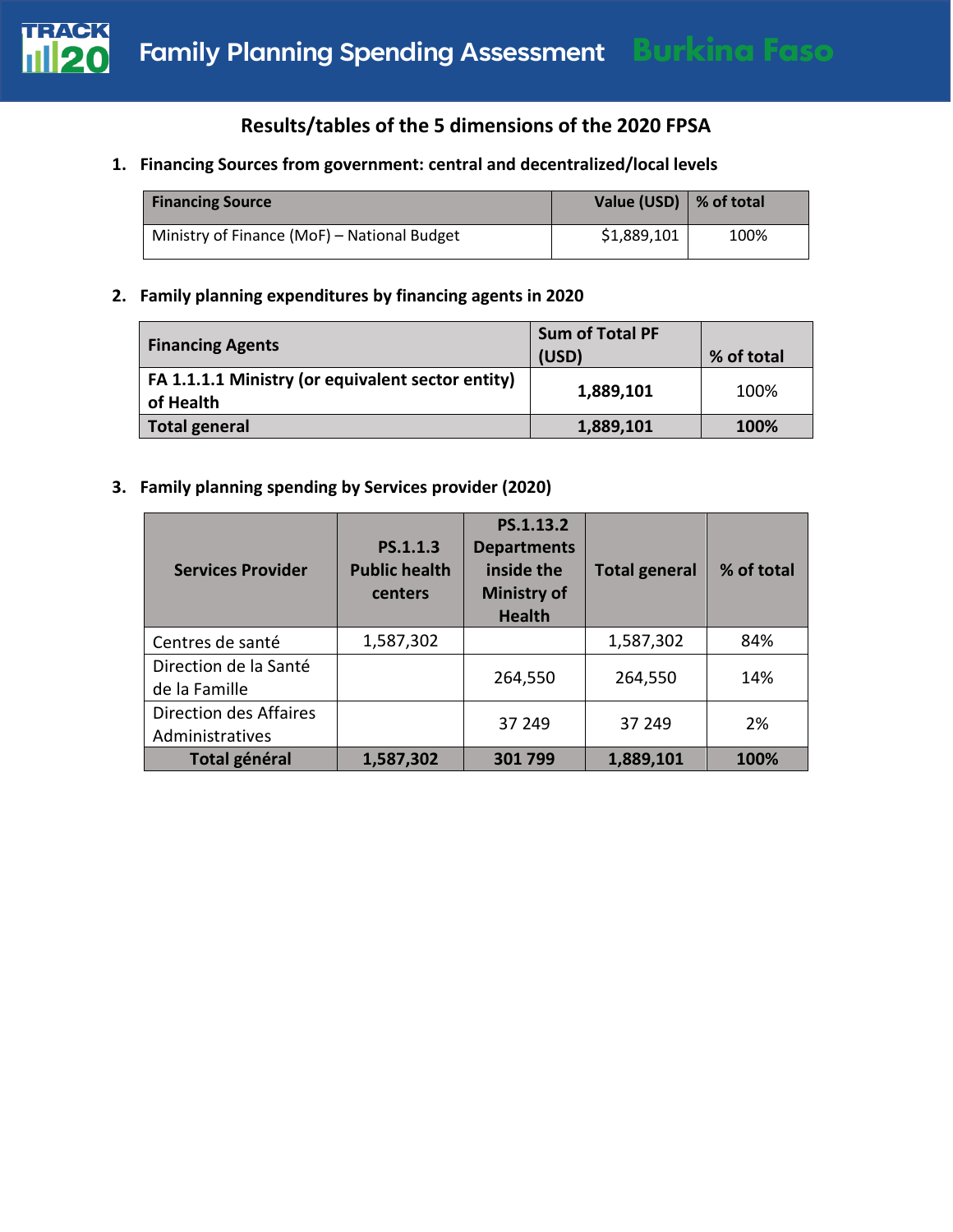# Family Planning Spending Assessment Burkina Faso

## Results/tables of the 5 dimensions of the 2020 FPSA

1. **Financing Sources from government: central and decentralized/local levels**

| Financing Source | Value (USD) | % of total |
|---|---|---|
| Ministry of Finance (MoF) – National Budget | $1,889,101 | 100% |

2. **Family planning expenditures by financing agents in 2020**

| Financing Agents | Sum of Total PF (USD) | % of total |
|---|---|---|
| **FA 1.1.1.1 Ministry (or equivalent sector entity) of Health** | **1,889,101** | 100% |
| **Total general** | **1,889,101** | **100%** |

3. **Family planning spending by Services provider (2020)**

| Services Provider | PS.1.1.3 Public health centers | PS.1.13.2 Departments inside the Ministry of Health | Total general | % of total |
|---|---|---|---|---|
| Centres de santé | 1,587,302 | | 1,587,302 | 84% |
| Direction de la Santé de la Famille | | 264,550 | 264,550 | 14% |
| Direction des Affaires Administratives | | 37 249 | 37 249 | 2% |
| **Total général** | **1,587,302** | **301 799** | **1,889,101** | **100%** |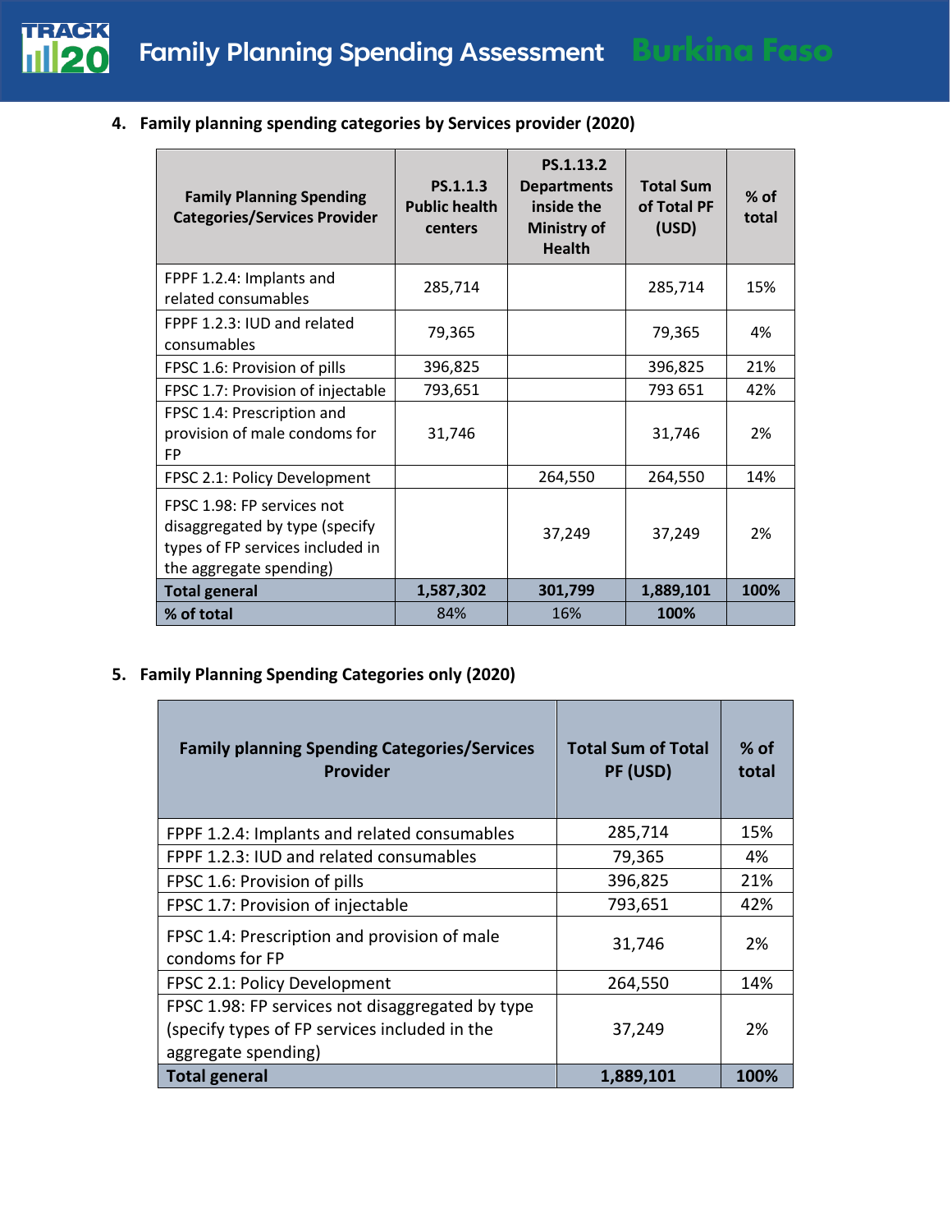## 4. Family planning spending categories by Services provider (2020)

| Family Planning Spending Categories/Services Provider | PS.1.1.3 Public health centers | PS.1.13.2 Departments inside the Ministry of Health | Total Sum of Total PF (USD) | % of total |
|---|---|---|---|---|
| FPPF 1.2.4: Implants and related consumables | 285,714 | | 285,714 | 15% |
| FPPF 1.2.3: IUD and related consumables | 79,365 | | 79,365 | 4% |
| FPSC 1.6: Provision of pills | 396,825 | | 396,825 | 21% |
| FPSC 1.7: Provision of injectable | 793,651 | | 793 651 | 42% |
| FPSC 1.4: Prescription and provision of male condoms for FP | 31,746 | | 31,746 | 2% |
| FPSC 2.1: Policy Development | | 264,550 | 264,550 | 14% |
| FPSC 1.98: FP services not disaggregated by type (specify types of FP services included in the aggregate spending) | | 37,249 | 37,249 | 2% |
| **Total general** | **1,587,302** | **301,799** | **1,889,101** | **100%** |
| **% of total** | 84% | 16% | **100%** | |

## 5. Family Planning Spending Categories only (2020)

| Family planning Spending Categories/Services Provider | Total Sum of Total PF (USD) | % of total |
|---|---|---|
| FPPF 1.2.4: Implants and related consumables | 285,714 | 15% |
| FPPF 1.2.3: IUD and related consumables | 79,365 | 4% |
| FPSC 1.6: Provision of pills | 396,825 | 21% |
| FPSC 1.7: Provision of injectable | 793,651 | 42% |
| FPSC 1.4: Prescription and provision of male condoms for FP | 31,746 | 2% |
| FPSC 2.1: Policy Development | 264,550 | 14% |
| FPSC 1.98: FP services not disaggregated by type (specify types of FP services included in the aggregate spending) | 37,249 | 2% |
| **Total general** | **1,889,101** | **100%** |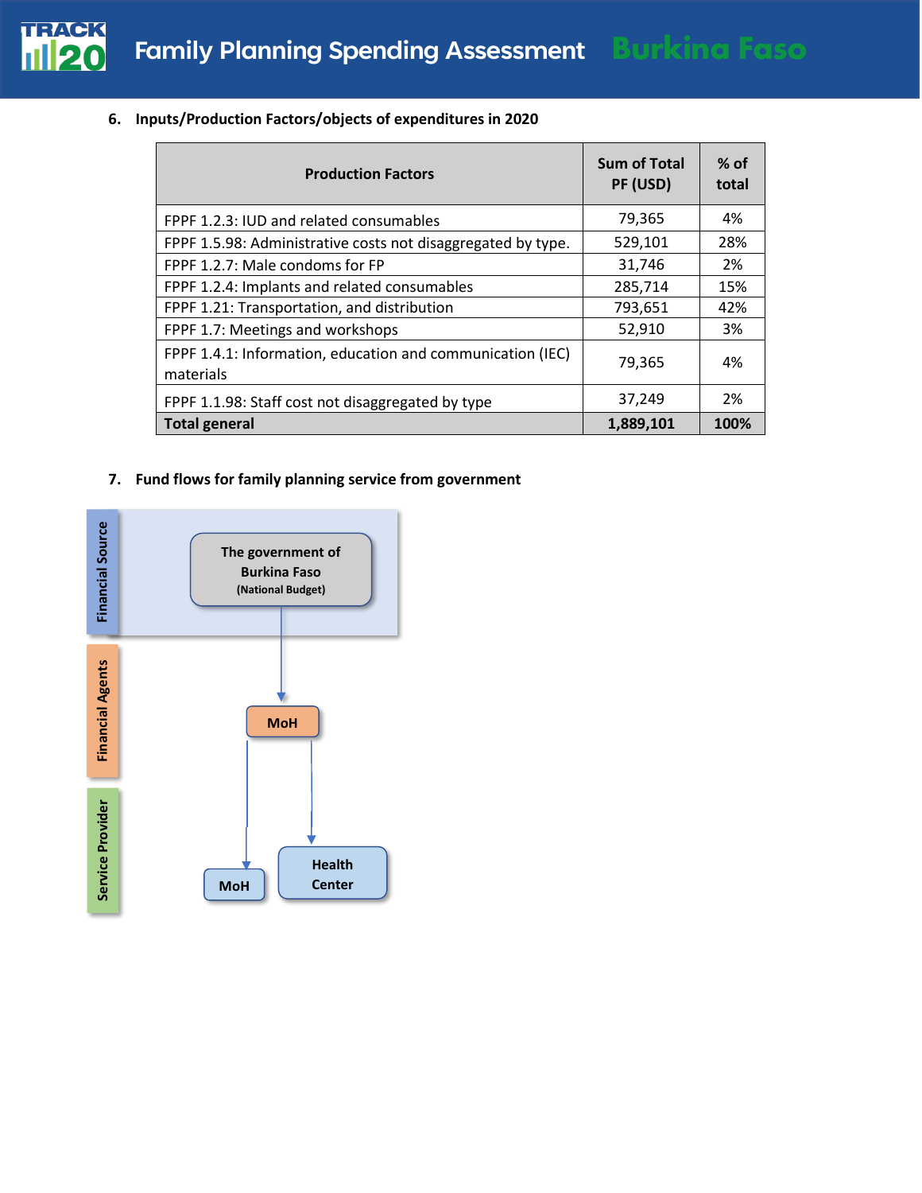## 6. Inputs/Production Factors/objects of expenditures in 2020

| Production Factors | Sum of Total PF (USD) | % of total |
|---|---|---|
| FPPF 1.2.3: IUD and related consumables | 79,365 | 4% |
| FPPF 1.5.98: Administrative costs not disaggregated by type. | 529,101 | 28% |
| FPPF 1.2.7: Male condoms for FP | 31,746 | 2% |
| FPPF 1.2.4: Implants and related consumables | 285,714 | 15% |
| FPPF 1.21: Transportation, and distribution | 793,651 | 42% |
| FPPF 1.7: Meetings and workshops | 52,910 | 3% |
| FPPF 1.4.1: Information, education and communication (IEC) materials | 79,365 | 4% |
| FPPF 1.1.98: Staff cost not disaggregated by type | 37,249 | 2% |
| **Total general** | **1,889,101** | **100%** |

## 7. Fund flows for family planning service from government

Financial Source

The government of Burkina Faso (National Budget)

Financial Agents

MoH

Service Provider

MoH

Health Center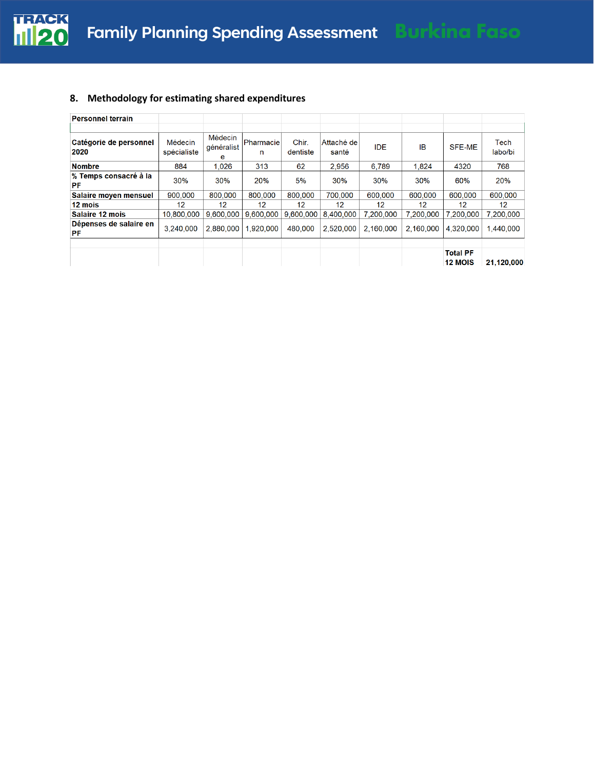## 8. Methodology for estimating shared expenditures

| Personnel terrain | | | | | | | | | |
|---|---|---|---|---|---|---|---|---|---|
| **Catégorie de personnel 2020** | Médecin spécialiste | Médecin généraliste | Pharmacien | Chir. dentiste | Attaché de santé | IDE | IB | SFE-ME | Tech labo/bi |
| **Nombre** | 884 | 1,026 | 313 | 62 | 2,956 | 6,789 | 1,824 | 4320 | 768 |
| **% Temps consacré à la PF** | 30% | 30% | 20% | 5% | 30% | 30% | 30% | 60% | 20% |
| **Salaire moyen mensuel** | 900,000 | 800,000 | 800,000 | 800,000 | 700,000 | 600,000 | 600,000 | 600,000 | 600,000 |
| **12 mois** | 12 | 12 | 12 | 12 | 12 | 12 | 12 | 12 | 12 |
| **Salaire 12 mois** | 10,800,000 | 9,600,000 | 9,600,000 | 9,600,000 | 8,400,000 | 7,200,000 | 7,200,000 | 7,200,000 | 7,200,000 |
| **Dépenses de salaire en PF** | 3,240,000 | 2,880,000 | 1,920,000 | 480,000 | 2,520,000 | 2,160,000 | 2,160,000 | 4,320,000 | 1,440,000 |
| | | | | | | | | **Total PF 12 MOIS** | **21,120,000** |